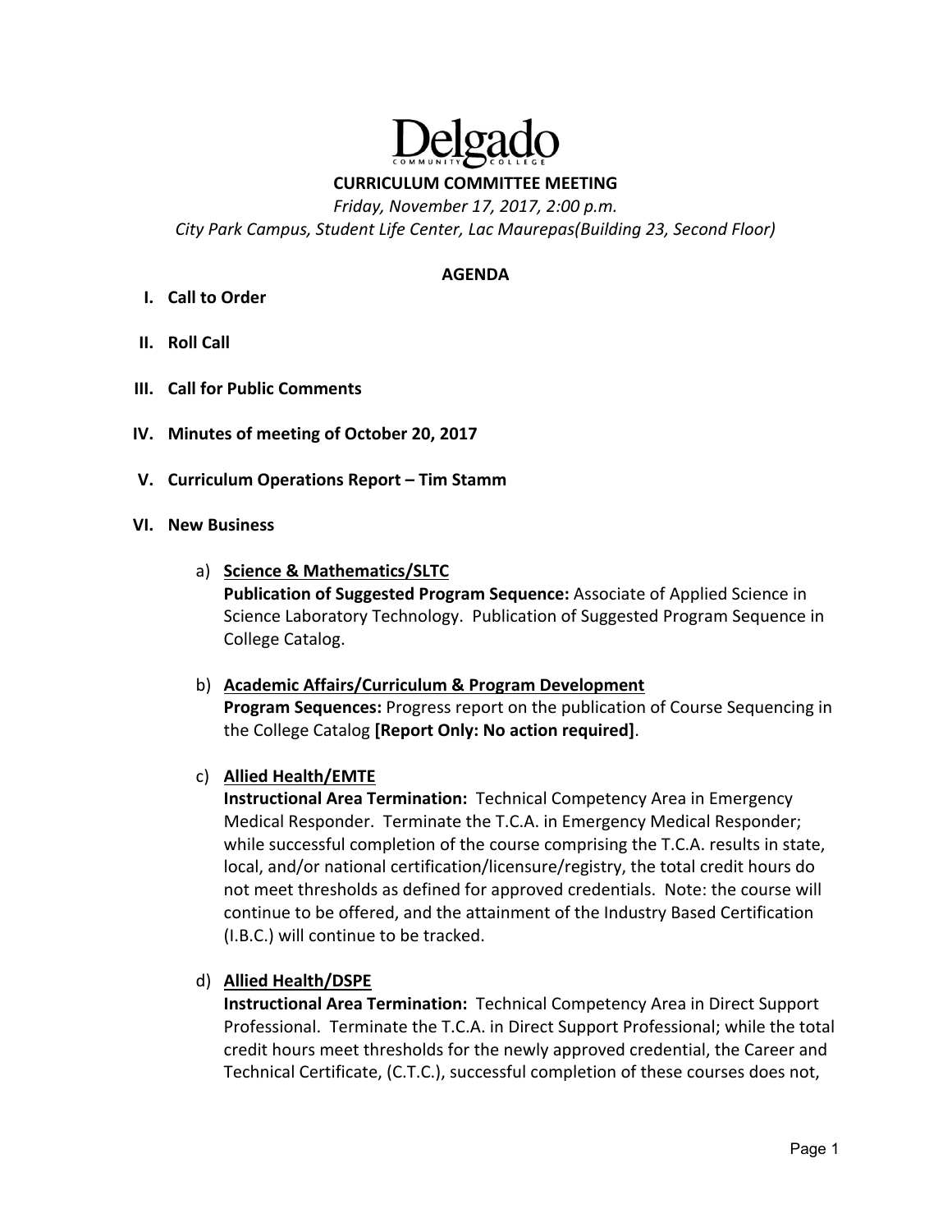# Delgado
COMMUNITY COLLEGE

## CURRICULUM COMMITTEE MEETING

*Friday, November 17, 2017, 2:00 p.m.*
*City Park Campus, Student Life Center, Lac Maurepas(Building 23, Second Floor)*

### AGENDA

I. **Call to Order**

II. **Roll Call**

III. **Call for Public Comments**

IV. **Minutes of meeting of October 20, 2017**

V. **Curriculum Operations Report – Tim Stamm**

VI. **New Business**

a) **Science & Mathematics/SLTC**
**Publication of Suggested Program Sequence:** Associate of Applied Science in Science Laboratory Technology. Publication of Suggested Program Sequence in College Catalog.

b) **Academic Affairs/Curriculum & Program Development**
**Program Sequences:** Progress report on the publication of Course Sequencing in the College Catalog **[Report Only: No action required]**.

c) **Allied Health/EMTE**
**Instructional Area Termination:** Technical Competency Area in Emergency Medical Responder. Terminate the T.C.A. in Emergency Medical Responder; while successful completion of the course comprising the T.C.A. results in state, local, and/or national certification/licensure/registry, the total credit hours do not meet thresholds as defined for approved credentials. Note: the course will continue to be offered, and the attainment of the Industry Based Certification (I.B.C.) will continue to be tracked.

d) **Allied Health/DSPE**
**Instructional Area Termination:** Technical Competency Area in Direct Support Professional. Terminate the T.C.A. in Direct Support Professional; while the total credit hours meet thresholds for the newly approved credential, the Career and Technical Certificate, (C.T.C.), successful completion of these courses does not,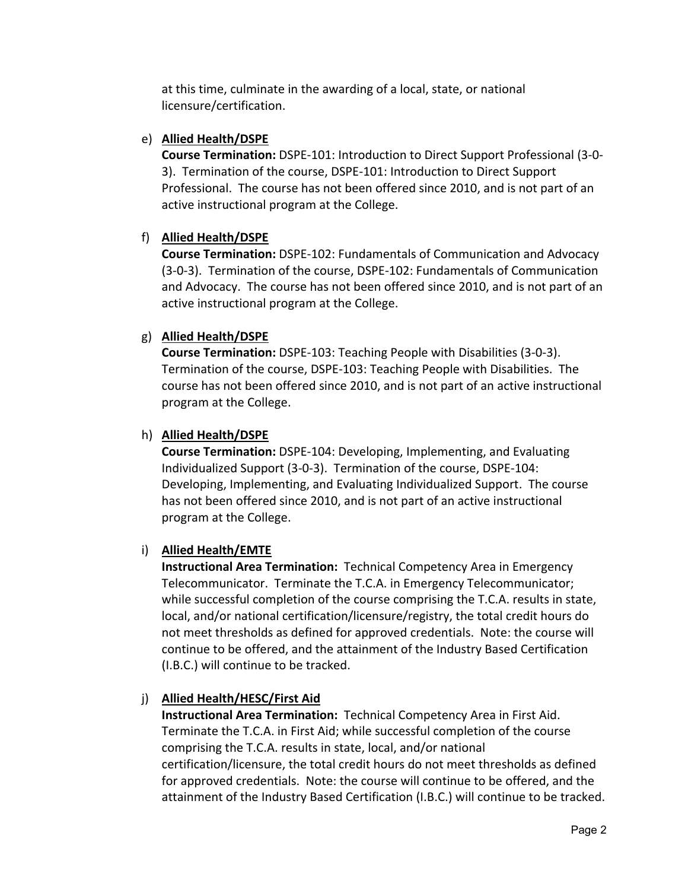at this time, culminate in the awarding of a local, state, or national licensure/certification.

e) **Allied Health/DSPE**
**Course Termination:** DSPE-101: Introduction to Direct Support Professional (3-0-3). Termination of the course, DSPE-101: Introduction to Direct Support Professional. The course has not been offered since 2010, and is not part of an active instructional program at the College.

f) **Allied Health/DSPE**
**Course Termination:** DSPE-102: Fundamentals of Communication and Advocacy (3-0-3). Termination of the course, DSPE-102: Fundamentals of Communication and Advocacy. The course has not been offered since 2010, and is not part of an active instructional program at the College.

g) **Allied Health/DSPE**
**Course Termination:** DSPE-103: Teaching People with Disabilities (3-0-3). Termination of the course, DSPE-103: Teaching People with Disabilities. The course has not been offered since 2010, and is not part of an active instructional program at the College.

h) **Allied Health/DSPE**
**Course Termination:** DSPE-104: Developing, Implementing, and Evaluating Individualized Support (3-0-3). Termination of the course, DSPE-104: Developing, Implementing, and Evaluating Individualized Support. The course has not been offered since 2010, and is not part of an active instructional program at the College.

i) **Allied Health/EMTE**
**Instructional Area Termination:** Technical Competency Area in Emergency Telecommunicator. Terminate the T.C.A. in Emergency Telecommunicator; while successful completion of the course comprising the T.C.A. results in state, local, and/or national certification/licensure/registry, the total credit hours do not meet thresholds as defined for approved credentials. Note: the course will continue to be offered, and the attainment of the Industry Based Certification (I.B.C.) will continue to be tracked.

j) **Allied Health/HESC/First Aid**
**Instructional Area Termination:** Technical Competency Area in First Aid. Terminate the T.C.A. in First Aid; while successful completion of the course comprising the T.C.A. results in state, local, and/or national certification/licensure, the total credit hours do not meet thresholds as defined for approved credentials. Note: the course will continue to be offered, and the attainment of the Industry Based Certification (I.B.C.) will continue to be tracked.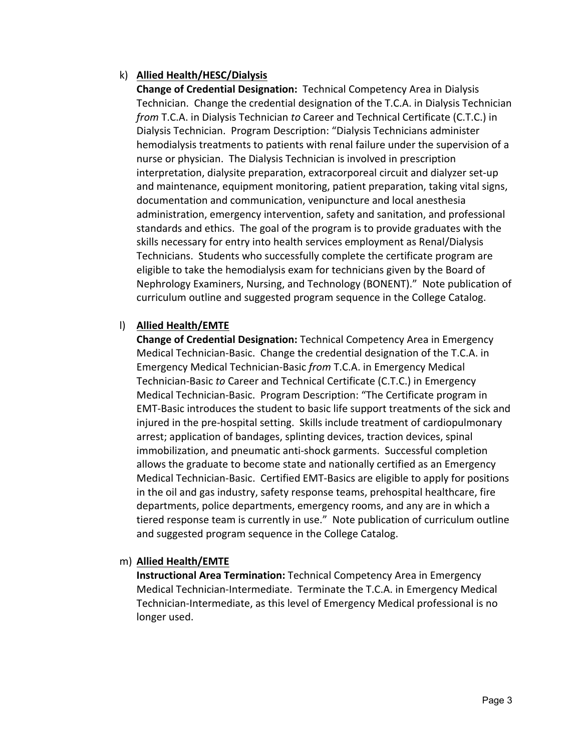k) **<u>Allied Health/HESC/Dialysis</u>**

**Change of Credential Designation:** Technical Competency Area in Dialysis Technician. Change the credential designation of the T.C.A. in Dialysis Technician *from* T.C.A. in Dialysis Technician *to* Career and Technical Certificate (C.T.C.) in Dialysis Technician. Program Description: "Dialysis Technicians administer hemodialysis treatments to patients with renal failure under the supervision of a nurse or physician. The Dialysis Technician is involved in prescription interpretation, dialysite preparation, extracorporeal circuit and dialyzer set-up and maintenance, equipment monitoring, patient preparation, taking vital signs, documentation and communication, venipuncture and local anesthesia administration, emergency intervention, safety and sanitation, and professional standards and ethics. The goal of the program is to provide graduates with the skills necessary for entry into health services employment as Renal/Dialysis Technicians. Students who successfully complete the certificate program are eligible to take the hemodialysis exam for technicians given by the Board of Nephrology Examiners, Nursing, and Technology (BONENT)." Note publication of curriculum outline and suggested program sequence in the College Catalog.

l) **<u>Allied Health/EMTE</u>**

**Change of Credential Designation:** Technical Competency Area in Emergency Medical Technician-Basic. Change the credential designation of the T.C.A. in Emergency Medical Technician-Basic *from* T.C.A. in Emergency Medical Technician-Basic *to* Career and Technical Certificate (C.T.C.) in Emergency Medical Technician-Basic. Program Description: "The Certificate program in EMT-Basic introduces the student to basic life support treatments of the sick and injured in the pre-hospital setting. Skills include treatment of cardiopulmonary arrest; application of bandages, splinting devices, traction devices, spinal immobilization, and pneumatic anti-shock garments. Successful completion allows the graduate to become state and nationally certified as an Emergency Medical Technician-Basic. Certified EMT-Basics are eligible to apply for positions in the oil and gas industry, safety response teams, prehospital healthcare, fire departments, police departments, emergency rooms, and any are in which a tiered response team is currently in use." Note publication of curriculum outline and suggested program sequence in the College Catalog.

m) **<u>Allied Health/EMTE</u>**

**Instructional Area Termination:** Technical Competency Area in Emergency Medical Technician-Intermediate. Terminate the T.C.A. in Emergency Medical Technician-Intermediate, as this level of Emergency Medical professional is no longer used.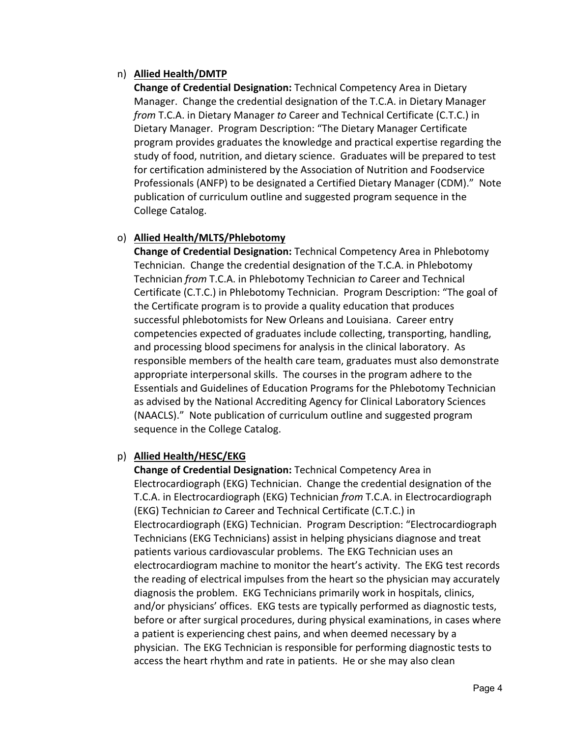n) **Allied Health/DMTP**

**Change of Credential Designation:** Technical Competency Area in Dietary Manager. Change the credential designation of the T.C.A. in Dietary Manager *from* T.C.A. in Dietary Manager *to* Career and Technical Certificate (C.T.C.) in Dietary Manager. Program Description: "The Dietary Manager Certificate program provides graduates the knowledge and practical expertise regarding the study of food, nutrition, and dietary science. Graduates will be prepared to test for certification administered by the Association of Nutrition and Foodservice Professionals (ANFP) to be designated a Certified Dietary Manager (CDM)." Note publication of curriculum outline and suggested program sequence in the College Catalog.

o) **Allied Health/MLTS/Phlebotomy**

**Change of Credential Designation:** Technical Competency Area in Phlebotomy Technician. Change the credential designation of the T.C.A. in Phlebotomy Technician *from* T.C.A. in Phlebotomy Technician *to* Career and Technical Certificate (C.T.C.) in Phlebotomy Technician. Program Description: "The goal of the Certificate program is to provide a quality education that produces successful phlebotomists for New Orleans and Louisiana. Career entry competencies expected of graduates include collecting, transporting, handling, and processing blood specimens for analysis in the clinical laboratory. As responsible members of the health care team, graduates must also demonstrate appropriate interpersonal skills. The courses in the program adhere to the Essentials and Guidelines of Education Programs for the Phlebotomy Technician as advised by the National Accrediting Agency for Clinical Laboratory Sciences (NAACLS)." Note publication of curriculum outline and suggested program sequence in the College Catalog.

p) **Allied Health/HESC/EKG**

**Change of Credential Designation:** Technical Competency Area in Electrocardiograph (EKG) Technician. Change the credential designation of the T.C.A. in Electrocardiograph (EKG) Technician *from* T.C.A. in Electrocardiograph (EKG) Technician *to* Career and Technical Certificate (C.T.C.) in Electrocardiograph (EKG) Technician. Program Description: "Electrocardiograph Technicians (EKG Technicians) assist in helping physicians diagnose and treat patients various cardiovascular problems. The EKG Technician uses an electrocardiogram machine to monitor the heart's activity. The EKG test records the reading of electrical impulses from the heart so the physician may accurately diagnosis the problem. EKG Technicians primarily work in hospitals, clinics, and/or physicians' offices. EKG tests are typically performed as diagnostic tests, before or after surgical procedures, during physical examinations, in cases where a patient is experiencing chest pains, and when deemed necessary by a physician. The EKG Technician is responsible for performing diagnostic tests to access the heart rhythm and rate in patients. He or she may also clean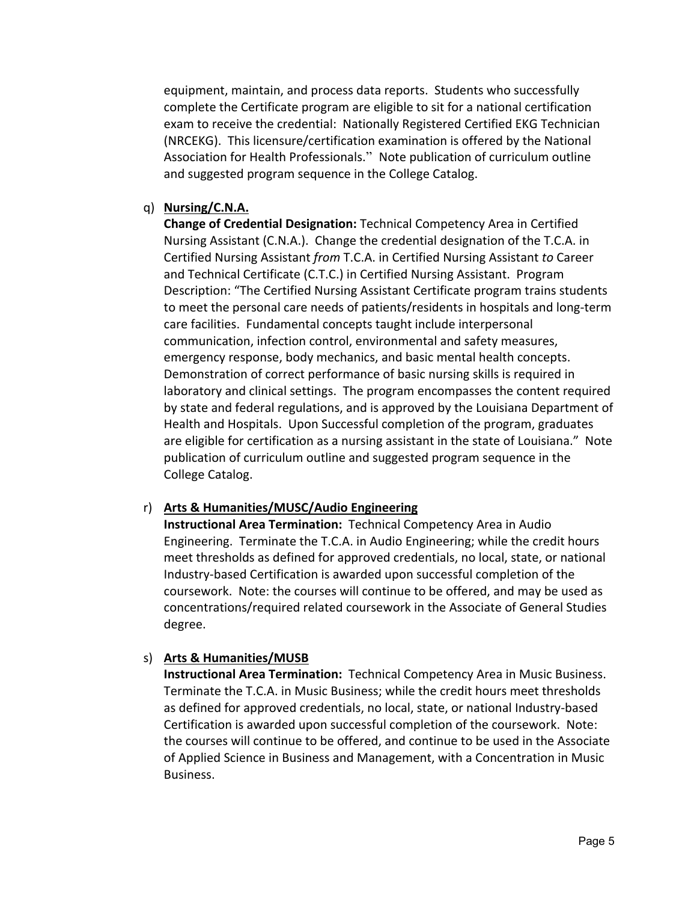equipment, maintain, and process data reports. Students who successfully complete the Certificate program are eligible to sit for a national certification exam to receive the credential: Nationally Registered Certified EKG Technician (NRCEKG). This licensure/certification examination is offered by the National Association for Health Professionals." Note publication of curriculum outline and suggested program sequence in the College Catalog.

q) **Nursing/C.N.A.**
**Change of Credential Designation:** Technical Competency Area in Certified Nursing Assistant (C.N.A.). Change the credential designation of the T.C.A. in Certified Nursing Assistant *from* T.C.A. in Certified Nursing Assistant *to* Career and Technical Certificate (C.T.C.) in Certified Nursing Assistant. Program Description: "The Certified Nursing Assistant Certificate program trains students to meet the personal care needs of patients/residents in hospitals and long-term care facilities. Fundamental concepts taught include interpersonal communication, infection control, environmental and safety measures, emergency response, body mechanics, and basic mental health concepts. Demonstration of correct performance of basic nursing skills is required in laboratory and clinical settings. The program encompasses the content required by state and federal regulations, and is approved by the Louisiana Department of Health and Hospitals. Upon Successful completion of the program, graduates are eligible for certification as a nursing assistant in the state of Louisiana." Note publication of curriculum outline and suggested program sequence in the College Catalog.

r) **Arts & Humanities/MUSC/Audio Engineering**
**Instructional Area Termination:** Technical Competency Area in Audio Engineering. Terminate the T.C.A. in Audio Engineering; while the credit hours meet thresholds as defined for approved credentials, no local, state, or national Industry-based Certification is awarded upon successful completion of the coursework. Note: the courses will continue to be offered, and may be used as concentrations/required related coursework in the Associate of General Studies degree.

s) **Arts & Humanities/MUSB**
**Instructional Area Termination:** Technical Competency Area in Music Business. Terminate the T.C.A. in Music Business; while the credit hours meet thresholds as defined for approved credentials, no local, state, or national Industry-based Certification is awarded upon successful completion of the coursework. Note: the courses will continue to be offered, and continue to be used in the Associate of Applied Science in Business and Management, with a Concentration in Music Business.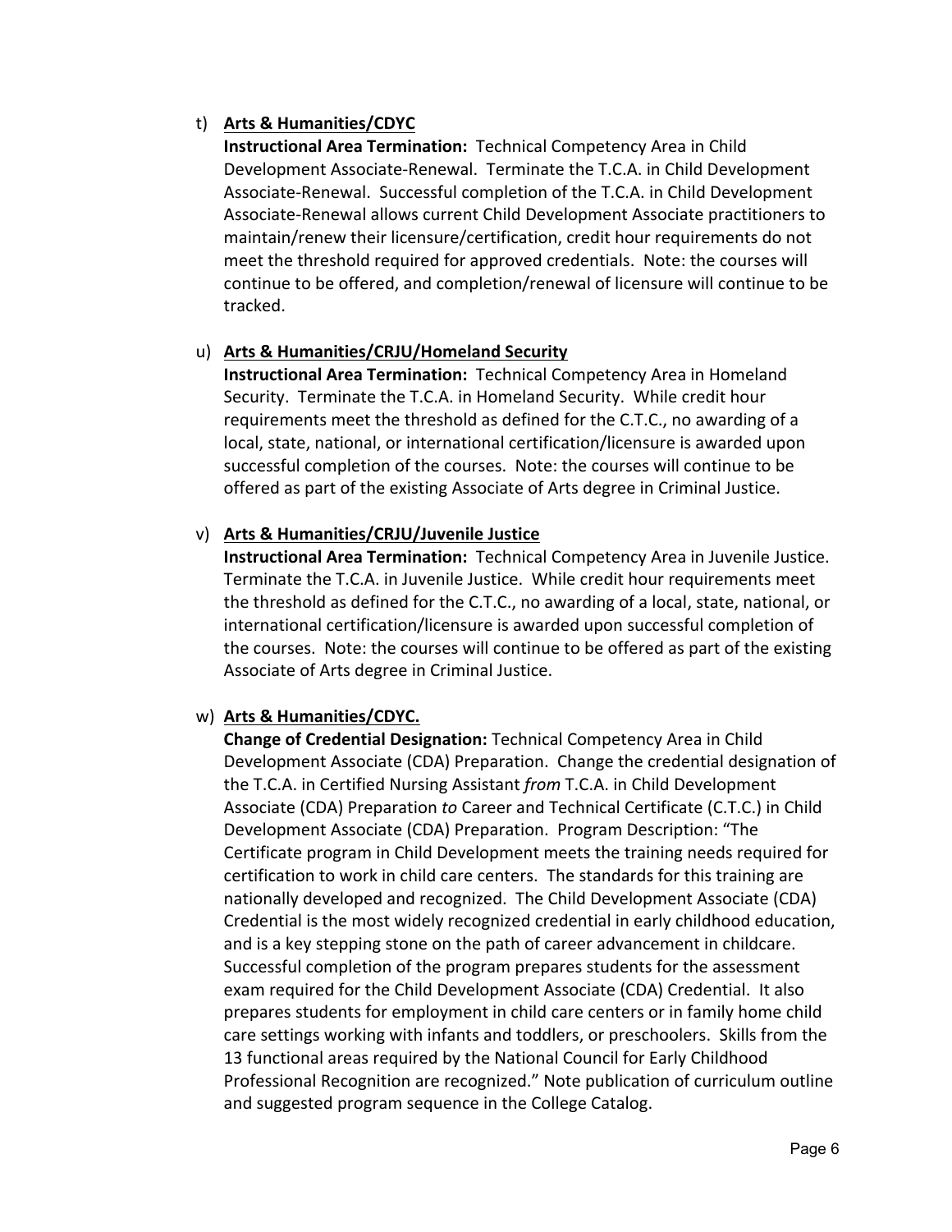t) **<u>Arts & Humanities/CDYC</u>**
   **Instructional Area Termination:** Technical Competency Area in Child Development Associate-Renewal. Terminate the T.C.A. in Child Development Associate-Renewal. Successful completion of the T.C.A. in Child Development Associate-Renewal allows current Child Development Associate practitioners to maintain/renew their licensure/certification, credit hour requirements do not meet the threshold required for approved credentials. Note: the courses will continue to be offered, and completion/renewal of licensure will continue to be tracked.

u) **<u>Arts & Humanities/CRJU/Homeland Security</u>**
   **Instructional Area Termination:** Technical Competency Area in Homeland Security. Terminate the T.C.A. in Homeland Security. While credit hour requirements meet the threshold as defined for the C.T.C., no awarding of a local, state, national, or international certification/licensure is awarded upon successful completion of the courses. Note: the courses will continue to be offered as part of the existing Associate of Arts degree in Criminal Justice.

v) **<u>Arts & Humanities/CRJU/Juvenile Justice</u>**
   **Instructional Area Termination:** Technical Competency Area in Juvenile Justice. Terminate the T.C.A. in Juvenile Justice. While credit hour requirements meet the threshold as defined for the C.T.C., no awarding of a local, state, national, or international certification/licensure is awarded upon successful completion of the courses. Note: the courses will continue to be offered as part of the existing Associate of Arts degree in Criminal Justice.

w) **<u>Arts & Humanities/CDYC.</u>**
   **Change of Credential Designation:** Technical Competency Area in Child Development Associate (CDA) Preparation. Change the credential designation of the T.C.A. in Certified Nursing Assistant *from* T.C.A. in Child Development Associate (CDA) Preparation *to* Career and Technical Certificate (C.T.C.) in Child Development Associate (CDA) Preparation. Program Description: "The Certificate program in Child Development meets the training needs required for certification to work in child care centers. The standards for this training are nationally developed and recognized. The Child Development Associate (CDA) Credential is the most widely recognized credential in early childhood education, and is a key stepping stone on the path of career advancement in childcare. Successful completion of the program prepares students for the assessment exam required for the Child Development Associate (CDA) Credential. It also prepares students for employment in child care centers or in family home child care settings working with infants and toddlers, or preschoolers. Skills from the 13 functional areas required by the National Council for Early Childhood Professional Recognition are recognized." Note publication of curriculum outline and suggested program sequence in the College Catalog.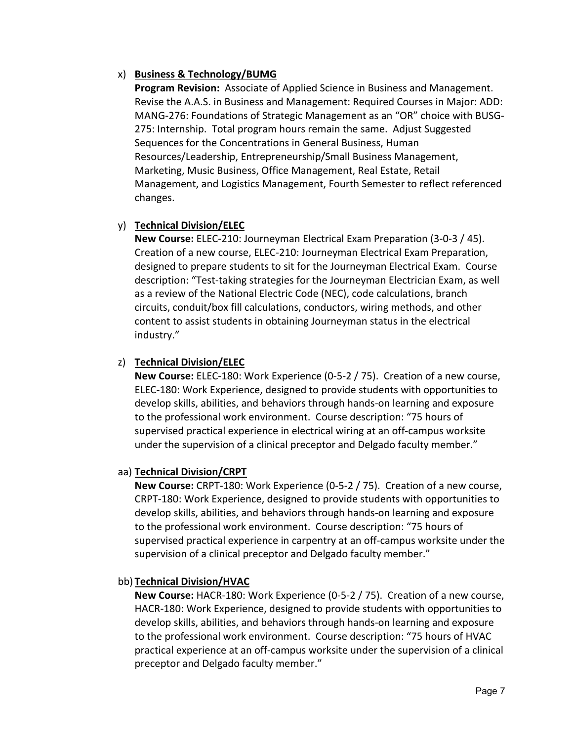x) **<u>Business & Technology/BUMG</u>**

**Program Revision:** Associate of Applied Science in Business and Management. Revise the A.A.S. in Business and Management: Required Courses in Major: ADD: MANG-276: Foundations of Strategic Management as an "OR" choice with BUSG-275: Internship. Total program hours remain the same. Adjust Suggested Sequences for the Concentrations in General Business, Human Resources/Leadership, Entrepreneurship/Small Business Management, Marketing, Music Business, Office Management, Real Estate, Retail Management, and Logistics Management, Fourth Semester to reflect referenced changes.

y) **<u>Technical Division/ELEC</u>**

**New Course:** ELEC-210: Journeyman Electrical Exam Preparation (3-0-3 / 45). Creation of a new course, ELEC-210: Journeyman Electrical Exam Preparation, designed to prepare students to sit for the Journeyman Electrical Exam. Course description: "Test-taking strategies for the Journeyman Electrician Exam, as well as a review of the National Electric Code (NEC), code calculations, branch circuits, conduit/box fill calculations, conductors, wiring methods, and other content to assist students in obtaining Journeyman status in the electrical industry."

z) **<u>Technical Division/ELEC</u>**

**New Course:** ELEC-180: Work Experience (0-5-2 / 75). Creation of a new course, ELEC-180: Work Experience, designed to provide students with opportunities to develop skills, abilities, and behaviors through hands-on learning and exposure to the professional work environment. Course description: "75 hours of supervised practical experience in electrical wiring at an off-campus worksite under the supervision of a clinical preceptor and Delgado faculty member."

aa) **<u>Technical Division/CRPT</u>**

**New Course:** CRPT-180: Work Experience (0-5-2 / 75). Creation of a new course, CRPT-180: Work Experience, designed to provide students with opportunities to develop skills, abilities, and behaviors through hands-on learning and exposure to the professional work environment. Course description: "75 hours of supervised practical experience in carpentry at an off-campus worksite under the supervision of a clinical preceptor and Delgado faculty member."

bb) **<u>Technical Division/HVAC</u>**

**New Course:** HACR-180: Work Experience (0-5-2 / 75). Creation of a new course, HACR-180: Work Experience, designed to provide students with opportunities to develop skills, abilities, and behaviors through hands-on learning and exposure to the professional work environment. Course description: "75 hours of HVAC practical experience at an off-campus worksite under the supervision of a clinical preceptor and Delgado faculty member."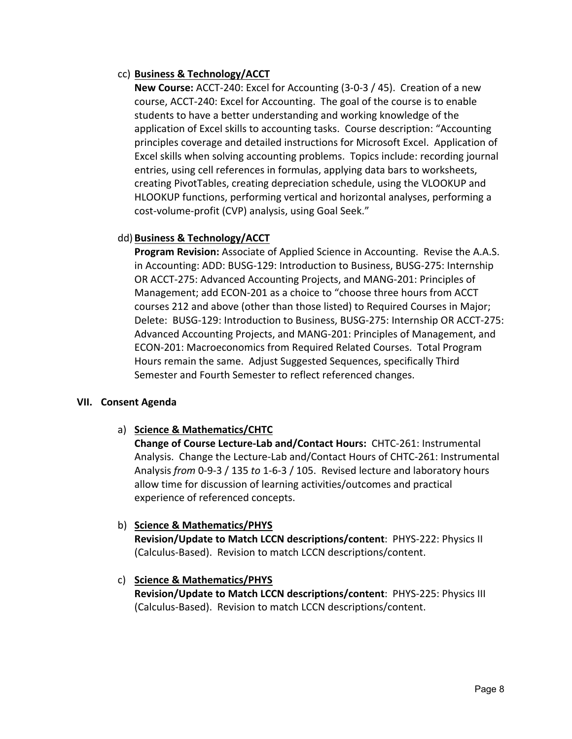cc) **<u>Business & Technology/ACCT</u>**

**New Course:** ACCT-240: Excel for Accounting (3-0-3 / 45). Creation of a new course, ACCT-240: Excel for Accounting. The goal of the course is to enable students to have a better understanding and working knowledge of the application of Excel skills to accounting tasks. Course description: "Accounting principles coverage and detailed instructions for Microsoft Excel. Application of Excel skills when solving accounting problems. Topics include: recording journal entries, using cell references in formulas, applying data bars to worksheets, creating PivotTables, creating depreciation schedule, using the VLOOKUP and HLOOKUP functions, performing vertical and horizontal analyses, performing a cost-volume-profit (CVP) analysis, using Goal Seek."

dd) **<u>Business & Technology/ACCT</u>**

**Program Revision:** Associate of Applied Science in Accounting. Revise the A.A.S. in Accounting: ADD: BUSG-129: Introduction to Business, BUSG-275: Internship OR ACCT-275: Advanced Accounting Projects, and MANG-201: Principles of Management; add ECON-201 as a choice to "choose three hours from ACCT courses 212 and above (other than those listed) to Required Courses in Major; Delete: BUSG-129: Introduction to Business, BUSG-275: Internship OR ACCT-275: Advanced Accounting Projects, and MANG-201: Principles of Management, and ECON-201: Macroeconomics from Required Related Courses. Total Program Hours remain the same. Adjust Suggested Sequences, specifically Third Semester and Fourth Semester to reflect referenced changes.

## VII. Consent Agenda

a) **<u>Science & Mathematics/CHTC</u>**

**Change of Course Lecture-Lab and/Contact Hours:** CHTC-261: Instrumental Analysis. Change the Lecture-Lab and/Contact Hours of CHTC-261: Instrumental Analysis *from* 0-9-3 / 135 *to* 1-6-3 / 105. Revised lecture and laboratory hours allow time for discussion of learning activities/outcomes and practical experience of referenced concepts.

b) **<u>Science & Mathematics/PHYS</u>**

**Revision/Update to Match LCCN descriptions/content**: PHYS-222: Physics II (Calculus-Based). Revision to match LCCN descriptions/content.

c) **<u>Science & Mathematics/PHYS</u>**

**Revision/Update to Match LCCN descriptions/content**: PHYS-225: Physics III (Calculus-Based). Revision to match LCCN descriptions/content.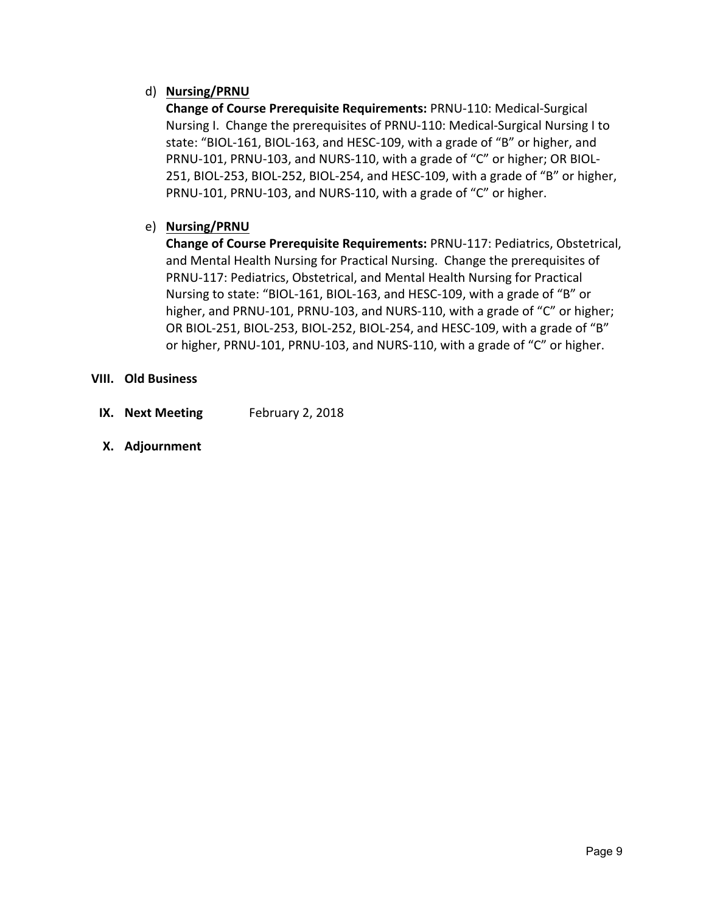d) **<u>Nursing/PRNU</u>**

**Change of Course Prerequisite Requirements:** PRNU-110: Medical-Surgical Nursing I. Change the prerequisites of PRNU-110: Medical-Surgical Nursing I to state: "BIOL-161, BIOL-163, and HESC-109, with a grade of "B" or higher, and PRNU-101, PRNU-103, and NURS-110, with a grade of "C" or higher; OR BIOL-251, BIOL-253, BIOL-252, BIOL-254, and HESC-109, with a grade of "B" or higher, PRNU-101, PRNU-103, and NURS-110, with a grade of "C" or higher.

e) **<u>Nursing/PRNU</u>**

**Change of Course Prerequisite Requirements:** PRNU-117: Pediatrics, Obstetrical, and Mental Health Nursing for Practical Nursing. Change the prerequisites of PRNU-117: Pediatrics, Obstetrical, and Mental Health Nursing for Practical Nursing to state: "BIOL-161, BIOL-163, and HESC-109, with a grade of "B" or higher, and PRNU-101, PRNU-103, and NURS-110, with a grade of "C" or higher; OR BIOL-251, BIOL-253, BIOL-252, BIOL-254, and HESC-109, with a grade of "B" or higher, PRNU-101, PRNU-103, and NURS-110, with a grade of "C" or higher.

## VIII. Old Business

## IX. Next Meeting

February 2, 2018

## X. Adjournment